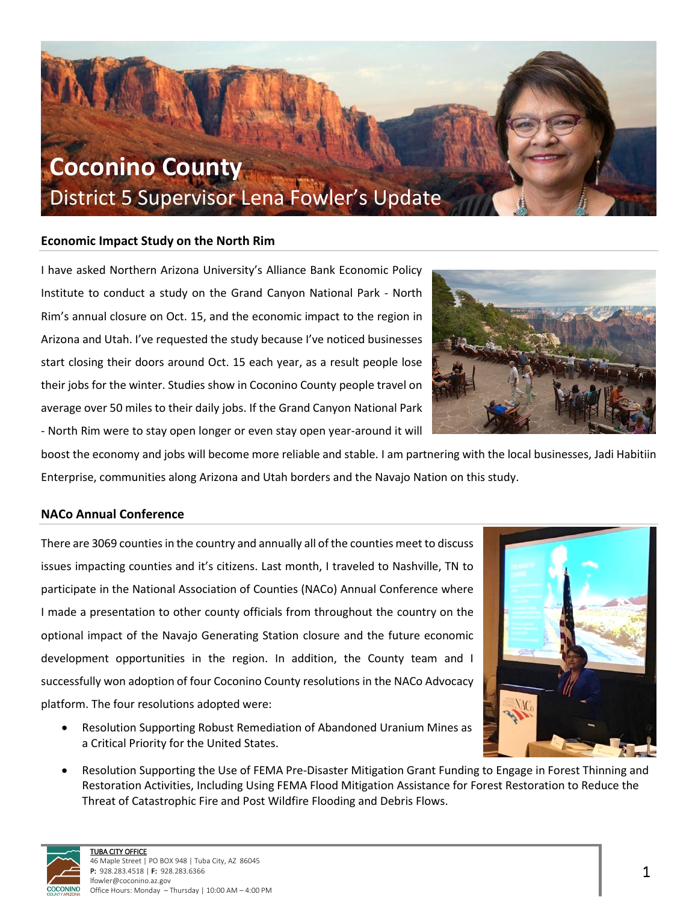# Coconino County

## District 5 Supervisor Lena Fowler's Update

### Economic Impact Study on the North Rim

I have asked Northern Arizona University's Alliance Bank Economic Policy Institute to conduct a study on the Grand Canyon National Park - North Rim's annual closure on Oct. 15, and the economic impact to the region in Arizona and Utah. I've requested the study because I've noticed businesses start closing their doors around Oct. 15 each year, as a result people lose their jobs for the winter. Studies show in Coconino County people travel on average over 50 miles to their daily jobs. If the Grand Canyon National Park - North Rim were to stay open longer or even stay open year-around it will boost the economy and jobs will become more reliable and stable. I am partnering with the local businesses, Jadi Habitiin Enterprise, communities along Arizona and Utah borders and the Navajo Nation on this study.

### NACo Annual Conference

There are 3069 counties in the country and annually all of the counties meet to discuss issues impacting counties and it's citizens. Last month, I traveled to Nashville, TN to participate in the National Association of Counties (NACo) Annual Conference where I made a presentation to other county officials from throughout the country on the optional impact of the Navajo Generating Station closure and the future economic development opportunities in the region. In addition, the County team and I successfully won adoption of four Coconino County resolutions in the NACo Advocacy platform. The four resolutions adopted were:

- Resolution Supporting Robust Remediation of Abandoned Uranium Mines as a Critical Priority for the United States.
- Resolution Supporting the Use of FEMA Pre-Disaster Mitigation Grant Funding to Engage in Forest Thinning and Restoration Activities, Including Using FEMA Flood Mitigation Assistance for Forest Restoration to Reduce the Threat of Catastrophic Fire and Post Wildfire Flooding and Debris Flows.

TUBA CITY OFFICE
46 Maple Street | PO BOX 948 | Tuba City, AZ 86045
**P:** 928.283.4518 | **F:** 928.283.6366
lfowler@coconino.az.gov
Office Hours: Monday – Thursday | 10:00 AM – 4:00 PM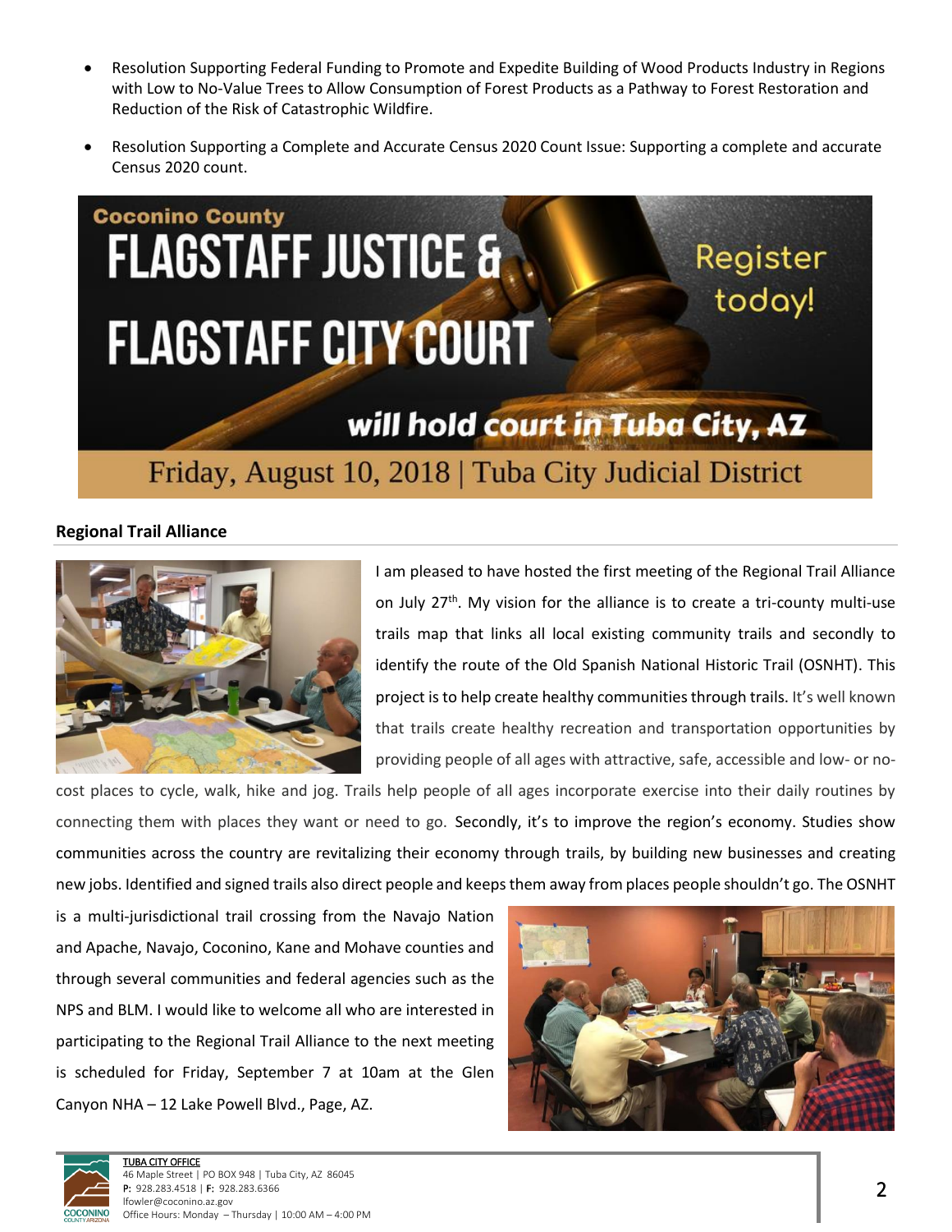- Resolution Supporting Federal Funding to Promote and Expedite Building of Wood Products Industry in Regions with Low to No-Value Trees to Allow Consumption of Forest Products as a Pathway to Forest Restoration and Reduction of the Risk of Catastrophic Wildfire.

- Resolution Supporting a Complete and Accurate Census 2020 Count Issue: Supporting a complete and accurate Census 2020 count.

Coconino County

**FLAGSTAFF JUSTICE & FLAGSTAFF CITY COURT**

*will hold court in Tuba City, AZ*

Register today!

Friday, August 10, 2018 | Tuba City Judicial District

## Regional Trail Alliance

I am pleased to have hosted the first meeting of the Regional Trail Alliance on July 27th. My vision for the alliance is to create a tri-county multi-use trails map that links all local existing community trails and secondly to identify the route of the Old Spanish National Historic Trail (OSNHT). This project is to help create healthy communities through trails. It's well known that trails create healthy recreation and transportation opportunities by providing people of all ages with attractive, safe, accessible and low- or no-cost places to cycle, walk, hike and jog. Trails help people of all ages incorporate exercise into their daily routines by connecting them with places they want or need to go. Secondly, it's to improve the region's economy. Studies show communities across the country are revitalizing their economy through trails, by building new businesses and creating new jobs. Identified and signed trails also direct people and keeps them away from places people shouldn't go. The OSNHT is a multi-jurisdictional trail crossing from the Navajo Nation and Apache, Navajo, Coconino, Kane and Mohave counties and through several communities and federal agencies such as the NPS and BLM. I would like to welcome all who are interested in participating to the Regional Trail Alliance to the next meeting is scheduled for Friday, September 7 at 10am at the Glen Canyon NHA – 12 Lake Powell Blvd., Page, AZ.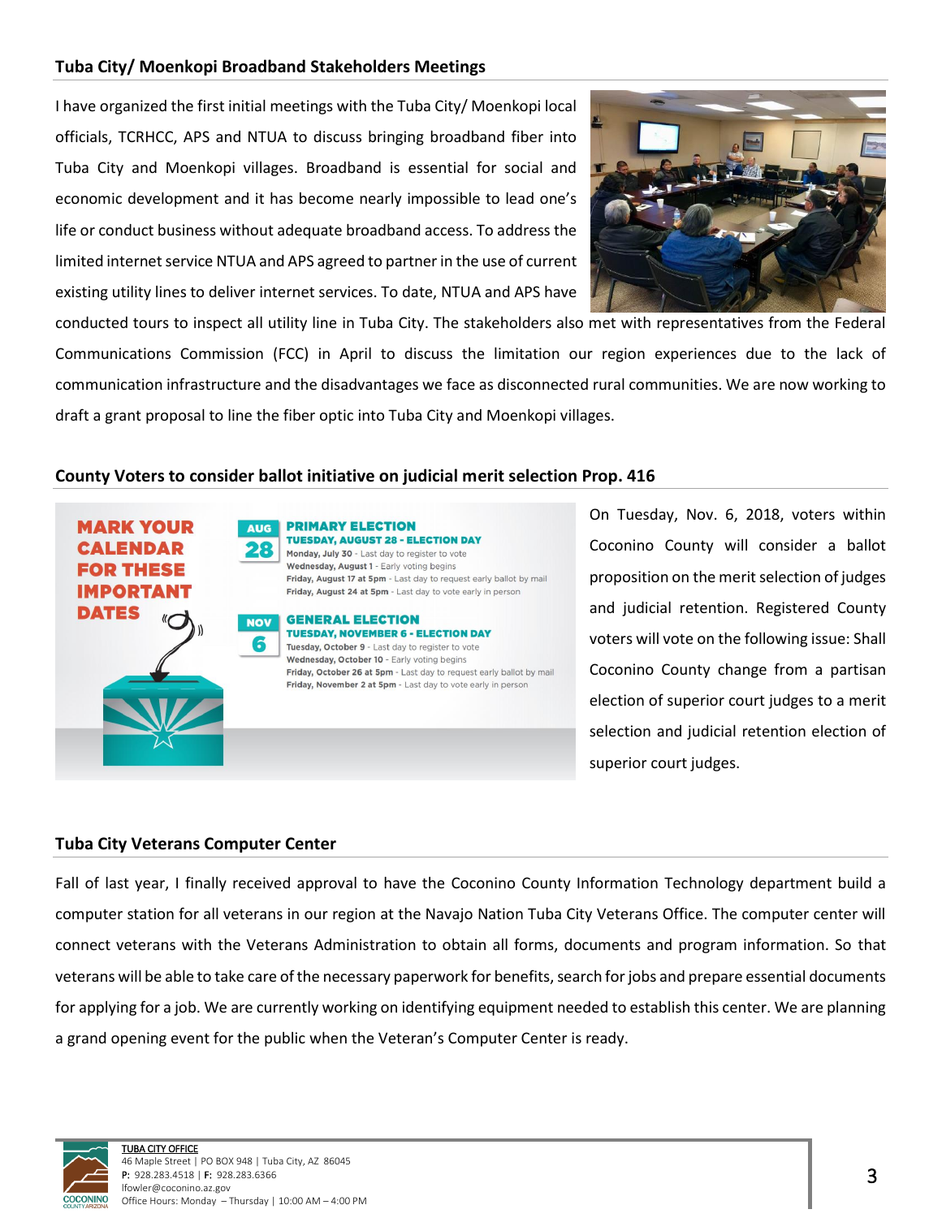## Tuba City/ Moenkopi Broadband Stakeholders Meetings

I have organized the first initial meetings with the Tuba City/ Moenkopi local officials, TCRHCC, APS and NTUA to discuss bringing broadband fiber into Tuba City and Moenkopi villages. Broadband is essential for social and economic development and it has become nearly impossible to lead one's life or conduct business without adequate broadband access. To address the limited internet service NTUA and APS agreed to partner in the use of current existing utility lines to deliver internet services. To date, NTUA and APS have conducted tours to inspect all utility line in Tuba City. The stakeholders also met with representatives from the Federal Communications Commission (FCC) in April to discuss the limitation our region experiences due to the lack of communication infrastructure and the disadvantages we face as disconnected rural communities. We are now working to draft a grant proposal to line the fiber optic into Tuba City and Moenkopi villages.

## County Voters to consider ballot initiative on judicial merit selection Prop. 416

**MARK YOUR CALENDAR FOR THESE IMPORTANT DATES**

**AUG 28 — PRIMARY ELECTION**
**TUESDAY, AUGUST 28 - ELECTION DAY**
- **Monday, July 30** - Last day to register to vote
- **Wednesday, August 1** - Early voting begins
- **Friday, August 17 at 5pm** - Last day to request early ballot by mail
- **Friday, August 24 at 5pm** - Last day to vote early in person

**NOV 6 — GENERAL ELECTION**
**TUESDAY, NOVEMBER 6 - ELECTION DAY**
- **Tuesday, October 9** - Last day to register to vote
- **Wednesday, October 10** - Early voting begins
- **Friday, October 26 at 5pm** - Last day to request early ballot by mail
- **Friday, November 2 at 5pm** - Last day to vote early in person

On Tuesday, Nov. 6, 2018, voters within Coconino County will consider a ballot proposition on the merit selection of judges and judicial retention. Registered County voters will vote on the following issue: Shall Coconino County change from a partisan election of superior court judges to a merit selection and judicial retention election of superior court judges.

## Tuba City Veterans Computer Center

Fall of last year, I finally received approval to have the Coconino County Information Technology department build a computer station for all veterans in our region at the Navajo Nation Tuba City Veterans Office. The computer center will connect veterans with the Veterans Administration to obtain all forms, documents and program information. So that veterans will be able to take care of the necessary paperwork for benefits, search for jobs and prepare essential documents for applying for a job. We are currently working on identifying equipment needed to establish this center. We are planning a grand opening event for the public when the Veteran's Computer Center is ready.

TUBA CITY OFFICE
46 Maple Street | PO BOX 948 | Tuba City, AZ 86045
**P:** 928.283.4518 | **F:** 928.283.6366
lfowler@coconino.az.gov
Office Hours: Monday – Thursday | 10:00 AM – 4:00 PM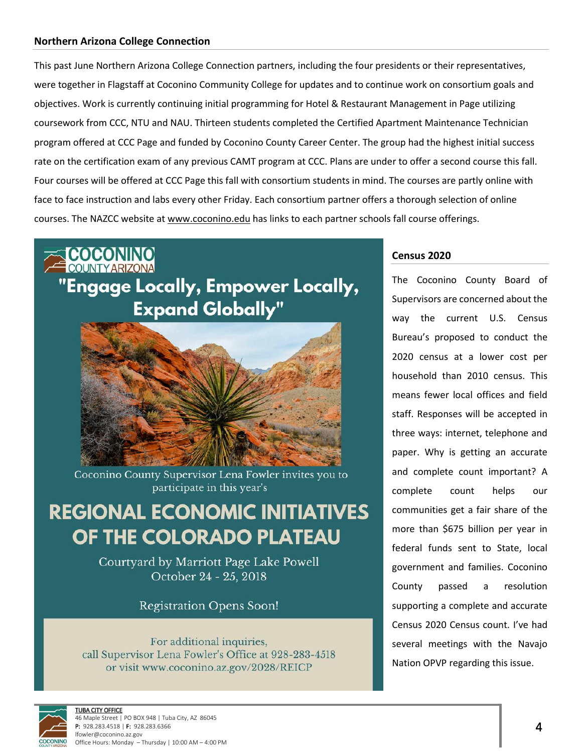## Northern Arizona College Connection

This past June Northern Arizona College Connection partners, including the four presidents or their representatives, were together in Flagstaff at Coconino Community College for updates and to continue work on consortium goals and objectives. Work is currently continuing initial programming for Hotel & Restaurant Management in Page utilizing coursework from CCC, NTU and NAU. Thirteen students completed the Certified Apartment Maintenance Technician program offered at CCC Page and funded by Coconino County Career Center. The group had the highest initial success rate on the certification exam of any previous CAMT program at CCC. Plans are under to offer a second course this fall. Four courses will be offered at CCC Page this fall with consortium students in mind. The courses are partly online with face to face instruction and labs every other Friday. Each consortium partner offers a thorough selection of online courses. The NAZCC website at www.coconino.edu has links to each partner schools fall course offerings.

COCONINO COUNTY ARIZONA

**"Engage Locally, Empower Locally, Expand Globally"**

Coconino County Supervisor Lena Fowler invites you to participate in this year's

**REGIONAL ECONOMIC INITIATIVES OF THE COLORADO PLATEAU**

Courtyard by Marriott Page Lake Powell
October 24 - 25, 2018

Registration Opens Soon!

For additional inquiries,
call Supervisor Lena Fowler's Office at 928-283-4518
or visit www.coconino.az.gov/2028/REICP

## Census 2020

The Coconino County Board of Supervisors are concerned about the way the current U.S. Census Bureau's proposed to conduct the 2020 census at a lower cost per household than 2010 census. This means fewer local offices and field staff. Responses will be accepted in three ways: internet, telephone and paper. Why is getting an accurate and complete count important? A complete count helps our communities get a fair share of the more than $675 billion per year in federal funds sent to State, local government and families. Coconino County passed a resolution supporting a complete and accurate Census 2020 Census count. I've had several meetings with the Navajo Nation OPVP regarding this issue.

TUBA CITY OFFICE
46 Maple Street | PO BOX 948 | Tuba City, AZ 86045
**P:** 928.283.4518 | **F:** 928.283.6366
lfowler@coconino.az.gov
Office Hours: Monday – Thursday | 10:00 AM – 4:00 PM